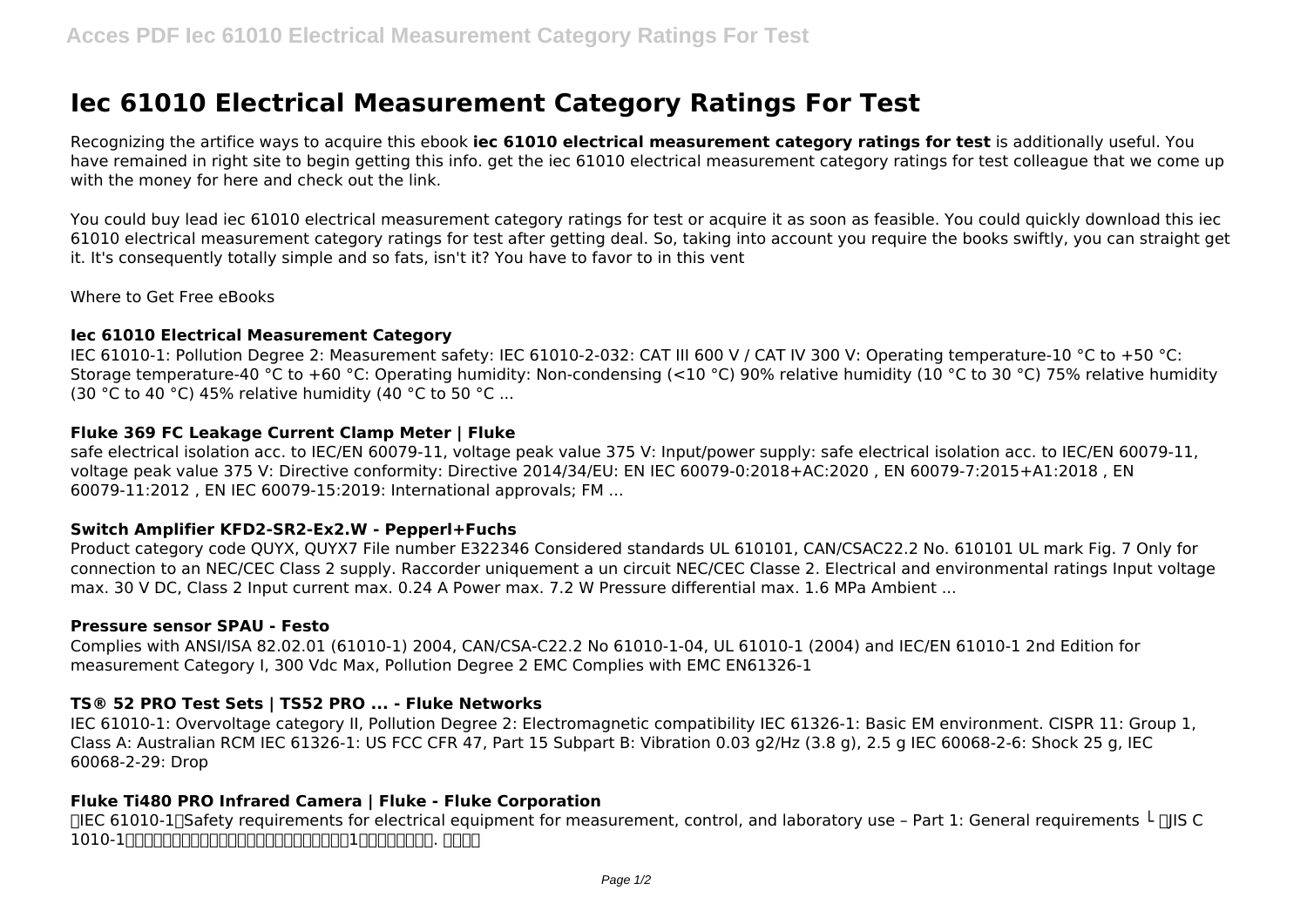# Iec 61010 Electrical Measurement Category Ratings For Test

Recognizing the artifice ways to acquire this ebook **iec 61010 electrical measurement category ratings for test** is additionally useful. You have remained in right site to begin getting this info. get the iec 61010 electrical measurement category ratings for test colleague that we come up with the money for here and check out the link.

You could buy lead iec 61010 electrical measurement category ratings for test or acquire it as soon as feasible. You could quickly download this iec 61010 electrical measurement category ratings for test after getting deal. So, taking into account you require the books swiftly, you can straight get it. It's consequently totally simple and so fats, isn't it? You have to favor to in this vent

Where to Get Free eBooks

### Iec 61010 Electrical Measurement Category

IEC 61010-1: Pollution Degree 2: Measurement safety: IEC 61010-2-032: CAT III 600 V / CAT IV 300 V: Operating temperature-10 °C to +50 °C: Storage temperature-40 °C to +60 °C: Operating humidity: Non-condensing (<10 °C) 90% relative humidity (10 °C to 30 °C) 75% relative humidity (30 °C to 40 °C) 45% relative humidity (40 °C to 50 °C ...

### Fluke 369 FC Leakage Current Clamp Meter | Fluke

safe electrical isolation acc. to IEC/EN 60079-11, voltage peak value 375 V: Input/power supply: safe electrical isolation acc. to IEC/EN 60079-11, voltage peak value 375 V: Directive conformity: Directive 2014/34/EU: EN IEC 60079-0:2018+AC:2020 , EN 60079-7:2015+A1:2018 , EN 60079-11:2012 , EN IEC 60079-15:2019: International approvals; FM ...

### Switch Amplifier KFD2-SR2-Ex2.W - Pepperl+Fuchs

Product category code QUYX, QUYX7 File number E322346 Considered standards UL 610101, CAN/CSAC22.2 No. 610101 UL mark Fig. 7 Only for connection to an NEC/CEC Class 2 supply. Raccorder uniquement a un circuit NEC/CEC Classe 2. Electrical and environmental ratings Input voltage max. 30 V DC, Class 2 Input current max. 0.24 A Power max. 7.2 W Pressure differential max. 1.6 MPa Ambient ...

### Pressure sensor SPAU - Festo

Complies with ANSI/ISA 82.02.01 (61010-1) 2004, CAN/CSA-C22.2 No 61010-1-04, UL 61010-1 (2004) and IEC/EN 61010-1 2nd Edition for measurement Category I, 300 Vdc Max, Pollution Degree 2 EMC Complies with EMC EN61326-1

### TS® 52 PRO Test Sets | TS52 PRO ... - Fluke Networks

IEC 61010-1: Overvoltage category II, Pollution Degree 2: Electromagnetic compatibility IEC 61326-1: Basic EM environment. CISPR 11: Group 1, Class A: Australian RCM IEC 61326-1: US FCC CFR 47, Part 15 Subpart B: Vibration 0.03 g2/Hz (3.8 g), 2.5 g IEC 60068-2-6: Shock 25 g, IEC 60068-2-29: Drop

### Fluke Ti480 PRO Infrared Camera | Fluke - Fluke Corporation

「IEC 61010-1」Safety requirements for electrical equipment for measurement, control, and laboratory use – Part 1: General requirements └ 「JIS C 1010-1」測定、制御及び研究室用電気機器の安全性－第1部：一般要求事項. 測定カテ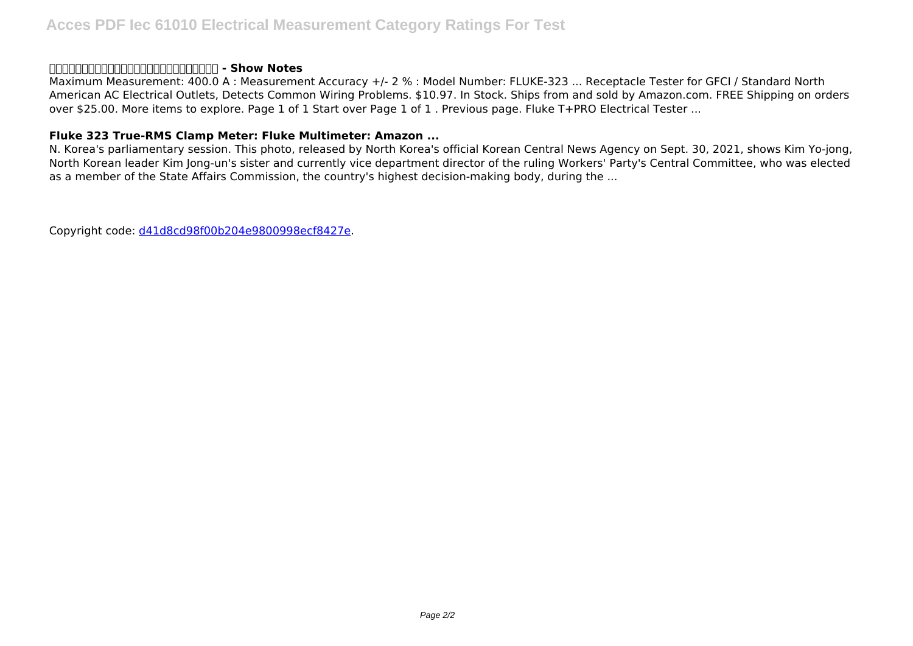### □□□□□□□□□□□□□□□□□□□□□□□□□□ - Show Notes

Maximum Measurement: 400.0 A : Measurement Accuracy +/- 2 % : Model Number: FLUKE-323 ... Receptacle Tester for GFCI / Standard North American AC Electrical Outlets, Detects Common Wiring Problems. $10.97. In Stock. Ships from and sold by Amazon.com. FREE Shipping on orders over $25.00. More items to explore. Page 1 of 1 Start over Page 1 of 1 . Previous page. Fluke T+PRO Electrical Tester ...

### Fluke 323 True-RMS Clamp Meter: Fluke Multimeter: Amazon ...

N. Korea's parliamentary session. This photo, released by North Korea's official Korean Central News Agency on Sept. 30, 2021, shows Kim Yo-jong, North Korean leader Kim Jong-un's sister and currently vice department director of the ruling Workers' Party's Central Committee, who was elected as a member of the State Affairs Commission, the country's highest decision-making body, during the ...

Copyright code: d41d8cd98f00b204e9800998ecf8427e.